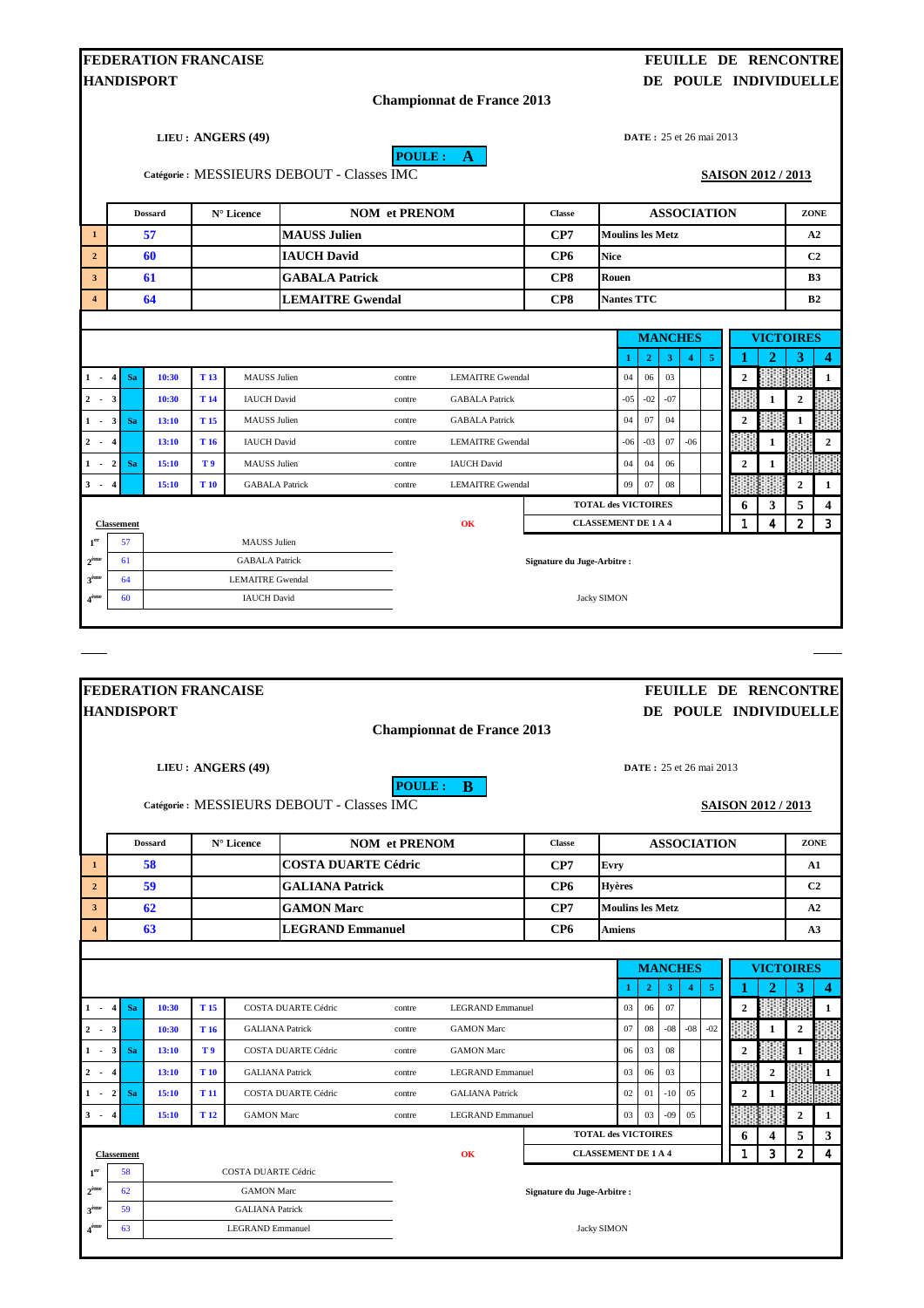**FEDERATION FRANCAISE HANDISPORT**

**FEUILLE DE RENCONTRE DE POULE INDIVIDUELLE**

## Championnat de France 2013

**LIEU : ANGERS (49)**

**POULE : A**

**DATE :** 25 et 26 mai 2013

**Catégorie :** MESSIEURS DEBOUT - Classes IMC

**SAISON 2012 / 2013**

| | Dossard | N° Licence | NOM et PRENOM | Classe | ASSOCIATION | ZONE |
|---|---|---|---|---|---|---|
| 1 | 57 | | MAUSS Julien | CP7 | Moulins les Metz | A2 |
| 2 | 60 | | IAUCH David | CP6 | Nice | C2 |
| 3 | 61 | | GABALA Patrick | CP8 | Rouen | B3 |
| 4 | 64 | | LEMAITRE Gwendal | CP8 | Nantes TTC | B2 |

| | | Heure | Table | Joueur | | Joueur | Manche 1 | Manche 2 | Manche 3 | Manche 4 | Manche 5 | Victoires 1 | Victoires 2 | Victoires 3 | Victoires 4 |
|---|---|---|---|---|---|---|---|---|---|---|---|---|---|---|---|
| 1 - 4 | Sa | 10:30 | T 13 | MAUSS Julien | contre | LEMAITRE Gwendal | 04 | 06 | 03 | | | 2 | | | 1 |
| 2 - 3 | | 10:30 | T 14 | IAUCH David | contre | GABALA Patrick | -05 | -02 | -07 | | | | 1 | 2 | |
| 1 - 3 | Sa | 13:10 | T 15 | MAUSS Julien | contre | GABALA Patrick | 04 | 07 | 04 | | | 2 | | 1 | |
| 2 - 4 | | 13:10 | T 16 | IAUCH David | contre | LEMAITRE Gwendal | -06 | -03 | 07 | -06 | | | 1 | | 2 |
| 1 - 2 | Sa | 15:10 | T 9 | MAUSS Julien | contre | IAUCH David | 04 | 04 | 06 | | | 2 | 1 | | |
| 3 - 4 | | 15:10 | T 10 | GABALA Patrick | contre | LEMAITRE Gwendal | 09 | 07 | 08 | | | | | 2 | 1 |
| | | | | | | TOTAL des VICTOIRES | | | | | | 6 | 3 | 5 | 4 |
| | | | | | | CLASSEMENT DE 1 A 4 | | | | | | 1 | 4 | 2 | 3 |

**OK**

**Classement**

| Rang | Dossard | Nom |
|---|---|---|
| 1er | 57 | MAUSS Julien |
| 2ème | 61 | GABALA Patrick |
| 3ème | 64 | LEMAITRE Gwendal |
| 4ème | 60 | IAUCH David |

**Signature du Juge-Arbitre :**

Jacky SIMON

---

**FEDERATION FRANCAISE HANDISPORT**

**FEUILLE DE RENCONTRE DE POULE INDIVIDUELLE**

## Championnat de France 2013

**LIEU : ANGERS (49)**

**POULE : B**

**DATE :** 25 et 26 mai 2013

**Catégorie :** MESSIEURS DEBOUT - Classes IMC

**SAISON 2012 / 2013**

| | Dossard | N° Licence | NOM et PRENOM | Classe | ASSOCIATION | ZONE |
|---|---|---|---|---|---|---|
| 1 | 58 | | COSTA DUARTE Cédric | CP7 | Evry | A1 |
| 2 | 59 | | GALIANA Patrick | CP6 | Hyères | C2 |
| 3 | 62 | | GAMON Marc | CP7 | Moulins les Metz | A2 |
| 4 | 63 | | LEGRAND Emmanuel | CP6 | Amiens | A3 |

| | | Heure | Table | Joueur | | Joueur | Manche 1 | Manche 2 | Manche 3 | Manche 4 | Manche 5 | Victoires 1 | Victoires 2 | Victoires 3 | Victoires 4 |
|---|---|---|---|---|---|---|---|---|---|---|---|---|---|---|---|
| 1 - 4 | Sa | 10:30 | T 15 | COSTA DUARTE Cédric | contre | LEGRAND Emmanuel | 03 | 06 | 07 | | | 2 | | | 1 |
| 2 - 3 | | 10:30 | T 16 | GALIANA Patrick | contre | GAMON Marc | 07 | 08 | -08 | -08 | -02 | | 1 | 2 | |
| 1 - 3 | Sa | 13:10 | T 9 | COSTA DUARTE Cédric | contre | GAMON Marc | 06 | 03 | 08 | | | 2 | | 1 | |
| 2 - 4 | | 13:10 | T 10 | GALIANA Patrick | contre | LEGRAND Emmanuel | 03 | 06 | 03 | | | | 2 | | 1 |
| 1 - 2 | Sa | 15:10 | T 11 | COSTA DUARTE Cédric | contre | GALIANA Patrick | 02 | 01 | -10 | 05 | | 2 | 1 | | |
| 3 - 4 | | 15:10 | T 12 | GAMON Marc | contre | LEGRAND Emmanuel | 03 | 03 | -09 | 05 | | | | 2 | 1 |
| | | | | | | TOTAL des VICTOIRES | | | | | | 6 | 4 | 5 | 3 |
| | | | | | | CLASSEMENT DE 1 A 4 | | | | | | 1 | 3 | 2 | 4 |

**OK**

**Classement**

| Rang | Dossard | Nom |
|---|---|---|
| 1er | 58 | COSTA DUARTE Cédric |
| 2ème | 62 | GAMON Marc |
| 3ème | 59 | GALIANA Patrick |
| 4ème | 63 | LEGRAND Emmanuel |

**Signature du Juge-Arbitre :**

Jacky SIMON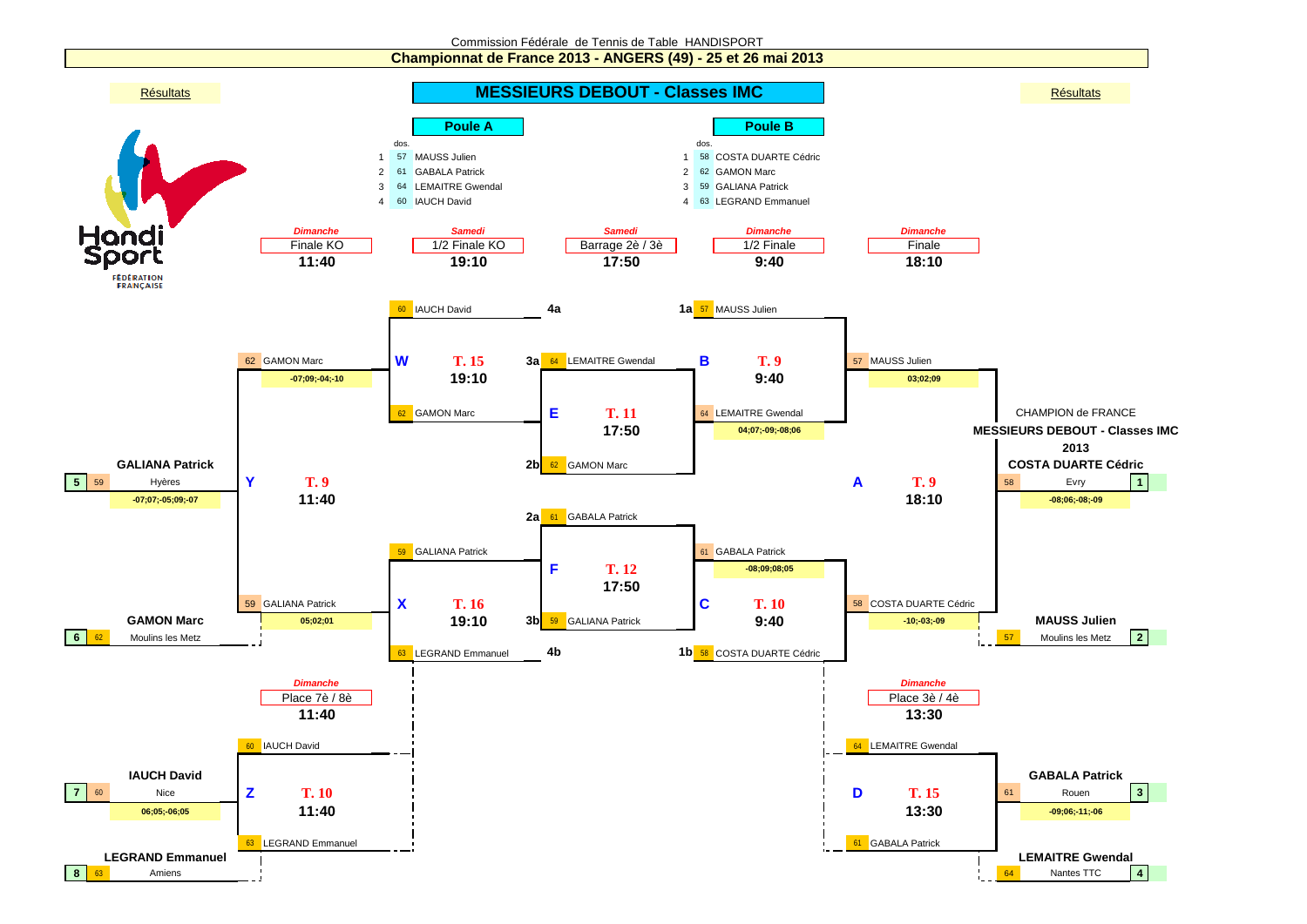Commission Fédérale de Tennis de Table HANDISPORT

# Championnat de France 2013 - ANGERS (49) - 25 et 26 mai 2013

## MESSIEURS DEBOUT - Classes IMC

### Poule A

| | dos. | |
|---|---|---|
| 1 | 57 | MAUSS Julien |
| 2 | 61 | GABALA Patrick |
| 3 | 64 | LEMAITRE Gwendal |
| 4 | 60 | IAUCH David |

### Poule B

| | dos. | |
|---|---|---|
| 1 | 58 | COSTA DUARTE Cédric |
| 2 | 62 | GAMON Marc |
| 3 | 59 | GALIANA Patrick |
| 4 | 63 | LEGRAND Emmanuel |

### Barrage 2è / 3è — *Samedi* 17:50

| Match | Table | Joueurs | Vainqueur |
|---|---|---|---|
| E | T. 11 | 3a 64 LEMAITRE Gwendal / 2b 62 GAMON Marc | 64 LEMAITRE Gwendal (04;07;-09;-08;06) |
| F | T. 12 | 2a 61 GABALA Patrick / 3b 59 GALIANA Patrick | 61 GABALA Patrick (-08;09;08;05) |

### 1/2 Finale KO — *Samedi* 19:10

| Match | Table | Joueurs | Vainqueur |
|---|---|---|---|
| W | T. 15 | 4a 60 IAUCH David / 62 GAMON Marc | 62 GAMON Marc (-07;09;-04;-10) |
| X | T. 16 | 59 GALIANA Patrick / 4b 63 LEGRAND Emmanuel | 59 GALIANA Patrick (05;02;01) |

### 1/2 Finale — *Dimanche* 9:40

| Match | Table | Joueurs | Vainqueur |
|---|---|---|---|
| B | T. 9 | 1a 57 MAUSS Julien / 64 LEMAITRE Gwendal | 57 MAUSS Julien (03;02;09) |
| C | T. 10 | 61 GABALA Patrick / 1b 58 COSTA DUARTE Cédric | 58 COSTA DUARTE Cédric (-10;-03;-09) |

### Finale KO — *Dimanche* 11:40

| Match | Table | Joueurs | Vainqueur |
|---|---|---|---|
| Y | T. 9 | 62 GAMON Marc / 59 GALIANA Patrick | GALIANA Patrick (-07;07;-05;09;-07) |

### Place 7è / 8è — *Dimanche* 11:40

| Match | Table | Joueurs | Vainqueur |
|---|---|---|---|
| Z | T. 10 | 60 IAUCH David / 63 LEGRAND Emmanuel | IAUCH David (06;05;-06;05) |

### Finale — *Dimanche* 18:10

| Match | Table | Joueurs | Vainqueur |
|---|---|---|---|
| A | T. 9 | 57 MAUSS Julien / 58 COSTA DUARTE Cédric | COSTA DUARTE Cédric (-08;06;-08;-09) |

### Place 3è / 4è — *Dimanche* 13:30

| Match | Table | Joueurs | Vainqueur |
|---|---|---|---|
| D | T. 15 | 64 LEMAITRE Gwendal / 61 GABALA Patrick | GABALA Patrick (-09;06;-11;-06) |

**CHAMPION de FRANCE MESSIEURS DEBOUT - Classes IMC 2013 : COSTA DUARTE Cédric**

### Résultats

| Place | Dos. | Nom | Ville |
|---|---|---|---|
| 1 | 58 | COSTA DUARTE Cédric | Evry |
| 2 | 57 | MAUSS Julien | Moulins les Metz |
| 3 | 61 | GABALA Patrick | Rouen |
| 4 | 64 | LEMAITRE Gwendal | Nantes TTC |
| 5 | 59 | GALIANA Patrick | Hyères |
| 6 | 62 | GAMON Marc | Moulins les Metz |
| 7 | 60 | IAUCH David | Nice |
| 8 | 63 | LEGRAND Emmanuel | Amiens |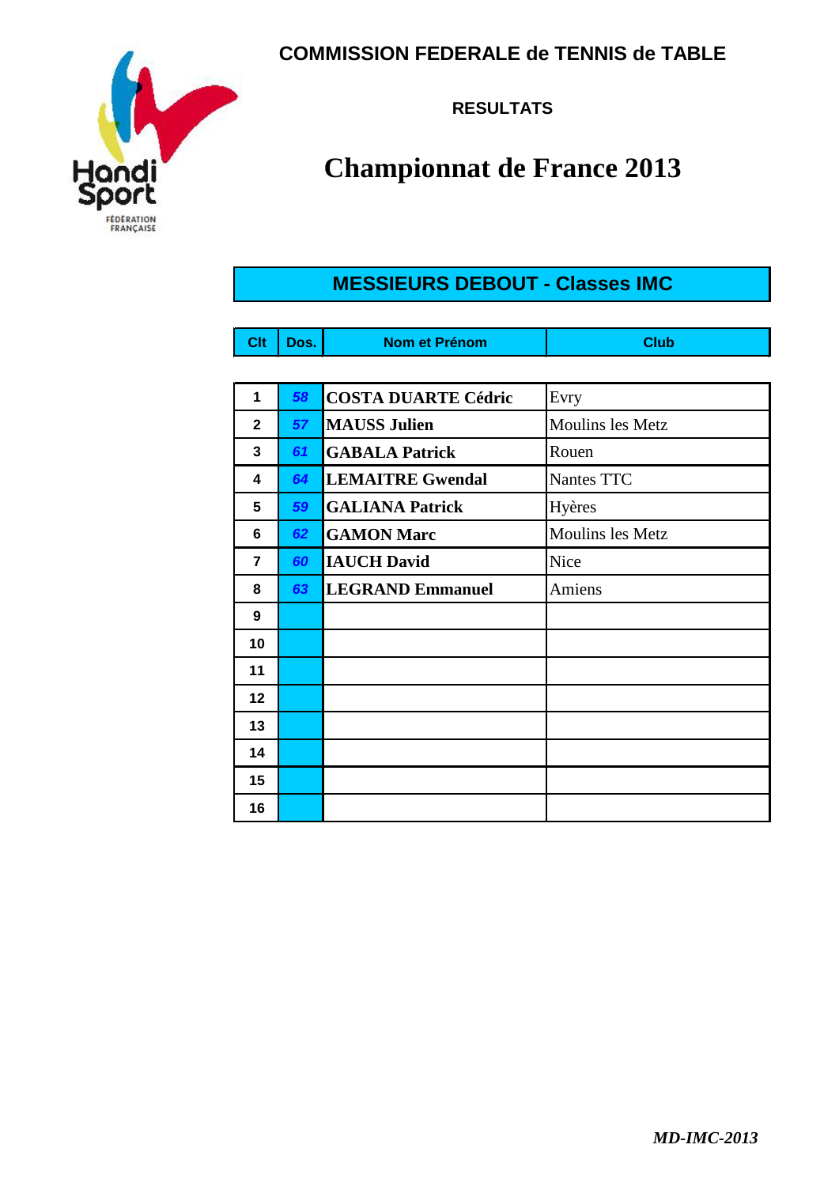COMMISSION FEDERALE de TENNIS de TABLE

**RESULTATS**

# Championnat de France 2013

## MESSIEURS DEBOUT - Classes IMC

| Clt | Dos. | Nom et Prénom | Club |
|---|---|---|---|
| 1 | 58 | **COSTA DUARTE Cédric** | Evry |
| 2 | 57 | **MAUSS Julien** | Moulins les Metz |
| 3 | 61 | **GABALA Patrick** | Rouen |
| 4 | 64 | **LEMAITRE Gwendal** | Nantes TTC |
| 5 | 59 | **GALIANA Patrick** | Hyères |
| 6 | 62 | **GAMON Marc** | Moulins les Metz |
| 7 | 60 | **IAUCH David** | Nice |
| 8 | 63 | **LEGRAND Emmanuel** | Amiens |
| 9 | | | |
| 10 | | | |
| 11 | | | |
| 12 | | | |
| 13 | | | |
| 14 | | | |
| 15 | | | |
| 16 | | | |

*MD-IMC-2013*